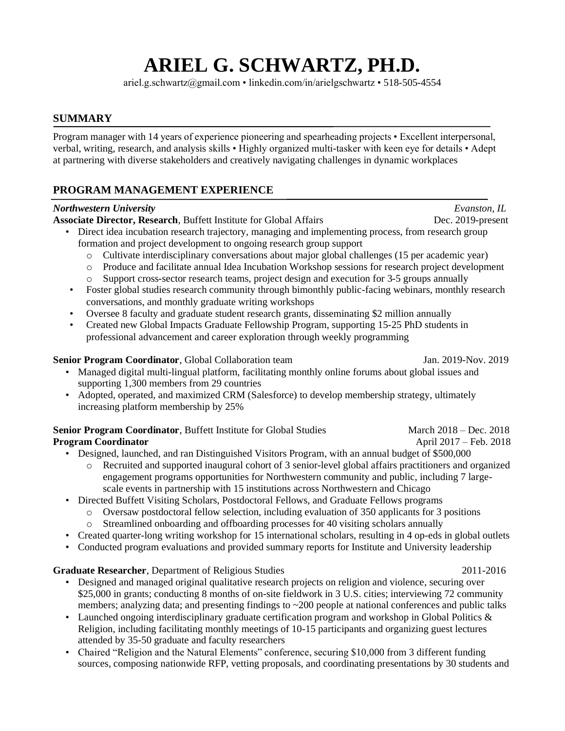# ARIEL G. SCHWARTZ, PH.D.

ariel.g.schwartz@gmail.com • linkedin.com/in/arielgschwartz • 518-505-4554

## SUMMARY

Program manager with 14 years of experience pioneering and spearheading projects • Excellent interpersonal, verbal, writing, research, and analysis skills • Highly organized multi-tasker with keen eye for details • Adept at partnering with diverse stakeholders and creatively navigating challenges in dynamic workplaces

## PROGRAM MANAGEMENT EXPERIENCE

***Northwestern University*** — *Evanston, IL*

**Associate Director, Research**, Buffett Institute for Global Affairs — Dec. 2019-present

- Direct idea incubation research trajectory, managing and implementing process, from research group formation and project development to ongoing research group support
  - Cultivate interdisciplinary conversations about major global challenges (15 per academic year)
  - Produce and facilitate annual Idea Incubation Workshop sessions for research project development
  - Support cross-sector research teams, project design and execution for 3-5 groups annually
- Foster global studies research community through bimonthly public-facing webinars, monthly research conversations, and monthly graduate writing workshops
- Oversee 8 faculty and graduate student research grants, disseminating $2 million annually
- Created new Global Impacts Graduate Fellowship Program, supporting 15-25 PhD students in professional advancement and career exploration through weekly programming

**Senior Program Coordinator**, Global Collaboration team — Jan. 2019-Nov. 2019

- Managed digital multi-lingual platform, facilitating monthly online forums about global issues and supporting 1,300 members from 29 countries
- Adopted, operated, and maximized CRM (Salesforce) to develop membership strategy, ultimately increasing platform membership by 25%

**Senior Program Coordinator**, Buffett Institute for Global Studies — March 2018 – Dec. 2018
**Program Coordinator** — April 2017 – Feb. 2018

- Designed, launched, and ran Distinguished Visitors Program, with an annual budget of $500,000
  - Recruited and supported inaugural cohort of 3 senior-level global affairs practitioners and organized engagement programs opportunities for Northwestern community and public, including 7 large-scale events in partnership with 15 institutions across Northwestern and Chicago
- Directed Buffett Visiting Scholars, Postdoctoral Fellows, and Graduate Fellows programs
  - Oversaw postdoctoral fellow selection, including evaluation of 350 applicants for 3 positions
  - Streamlined onboarding and offboarding processes for 40 visiting scholars annually
- Created quarter-long writing workshop for 15 international scholars, resulting in 4 op-eds in global outlets
- Conducted program evaluations and provided summary reports for Institute and University leadership

**Graduate Researcher**, Department of Religious Studies — 2011-2016

- Designed and managed original qualitative research projects on religion and violence, securing over $25,000 in grants; conducting 8 months of on-site fieldwork in 3 U.S. cities; interviewing 72 community members; analyzing data; and presenting findings to ~200 people at national conferences and public talks
- Launched ongoing interdisciplinary graduate certification program and workshop in Global Politics & Religion, including facilitating monthly meetings of 10-15 participants and organizing guest lectures attended by 35-50 graduate and faculty researchers
- Chaired "Religion and the Natural Elements" conference, securing $10,000 from 3 different funding sources, composing nationwide RFP, vetting proposals, and coordinating presentations by 30 students and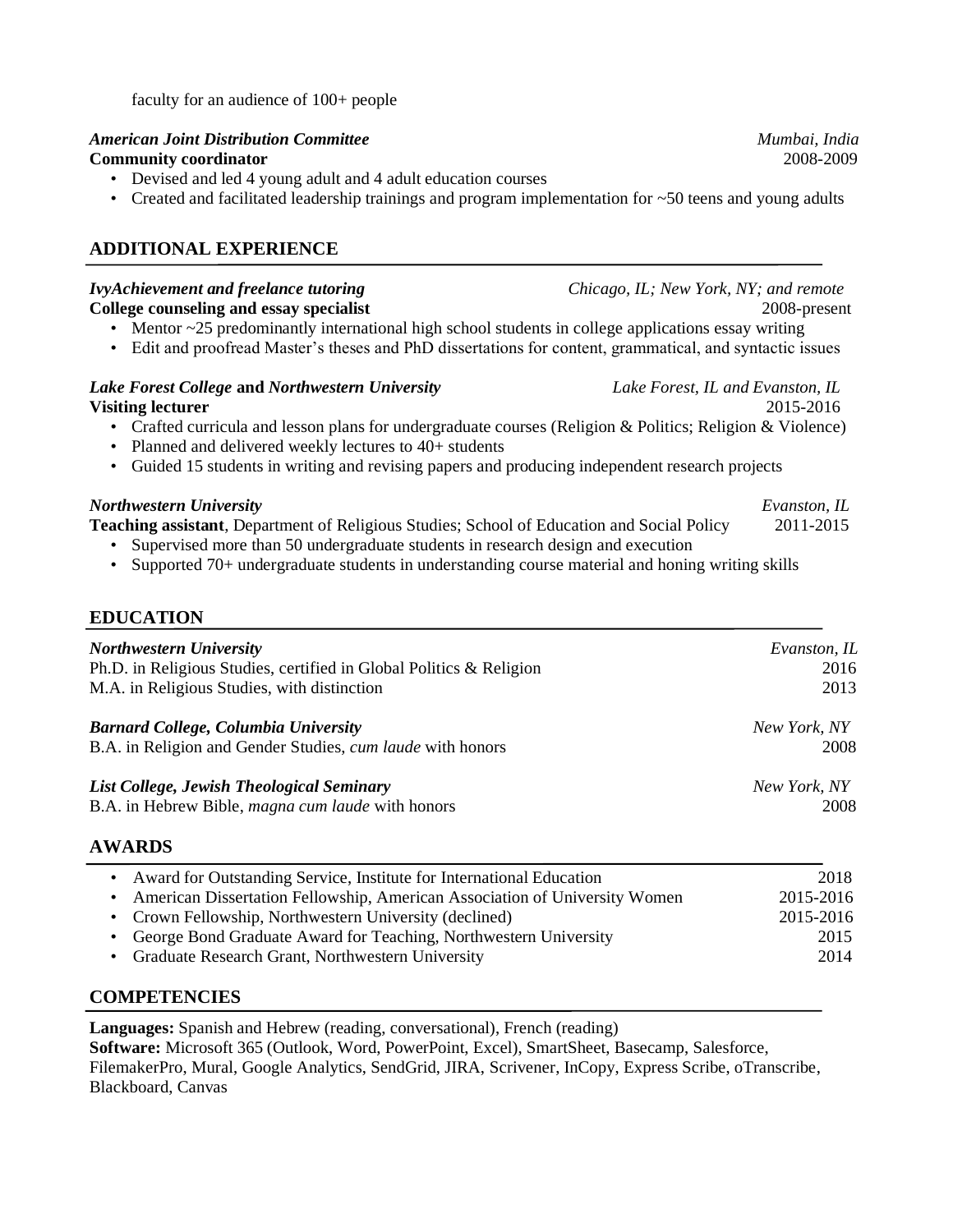faculty for an audience of 100+ people

***American Joint Distribution Committee*** *Mumbai, India*
**Community coordinator** 2008-2009

- Devised and led 4 young adult and 4 adult education courses
- Created and facilitated leadership trainings and program implementation for ~50 teens and young adults

## ADDITIONAL EXPERIENCE

***IvyAchievement and freelance tutoring*** *Chicago, IL; New York, NY; and remote*
**College counseling and essay specialist** 2008-present

- Mentor ~25 predominantly international high school students in college applications essay writing
- Edit and proofread Master's theses and PhD dissertations for content, grammatical, and syntactic issues

***Lake Forest College* and *Northwestern University*** *Lake Forest, IL and Evanston, IL*
**Visiting lecturer** 2015-2016

- Crafted curricula and lesson plans for undergraduate courses (Religion & Politics; Religion & Violence)
- Planned and delivered weekly lectures to 40+ students
- Guided 15 students in writing and revising papers and producing independent research projects

***Northwestern University*** *Evanston, IL*
**Teaching assistant**, Department of Religious Studies; School of Education and Social Policy 2011-2015

- Supervised more than 50 undergraduate students in research design and execution
- Supported 70+ undergraduate students in understanding course material and honing writing skills

## EDUCATION

***Northwestern University*** *Evanston, IL*
Ph.D. in Religious Studies, certified in Global Politics & Religion 2016
M.A. in Religious Studies, with distinction 2013

***Barnard College, Columbia University*** *New York, NY*
B.A. in Religion and Gender Studies, *cum laude* with honors 2008

***List College, Jewish Theological Seminary*** *New York, NY*
B.A. in Hebrew Bible, *magna cum laude* with honors 2008

## AWARDS

- Award for Outstanding Service, Institute for International Education 2018
- American Dissertation Fellowship, American Association of University Women 2015-2016
- Crown Fellowship, Northwestern University (declined) 2015-2016
- George Bond Graduate Award for Teaching, Northwestern University 2015
- Graduate Research Grant, Northwestern University 2014

## COMPETENCIES

**Languages:** Spanish and Hebrew (reading, conversational), French (reading)
**Software:** Microsoft 365 (Outlook, Word, PowerPoint, Excel), SmartSheet, Basecamp, Salesforce, FilemakerPro, Mural, Google Analytics, SendGrid, JIRA, Scrivener, InCopy, Express Scribe, oTranscribe, Blackboard, Canvas